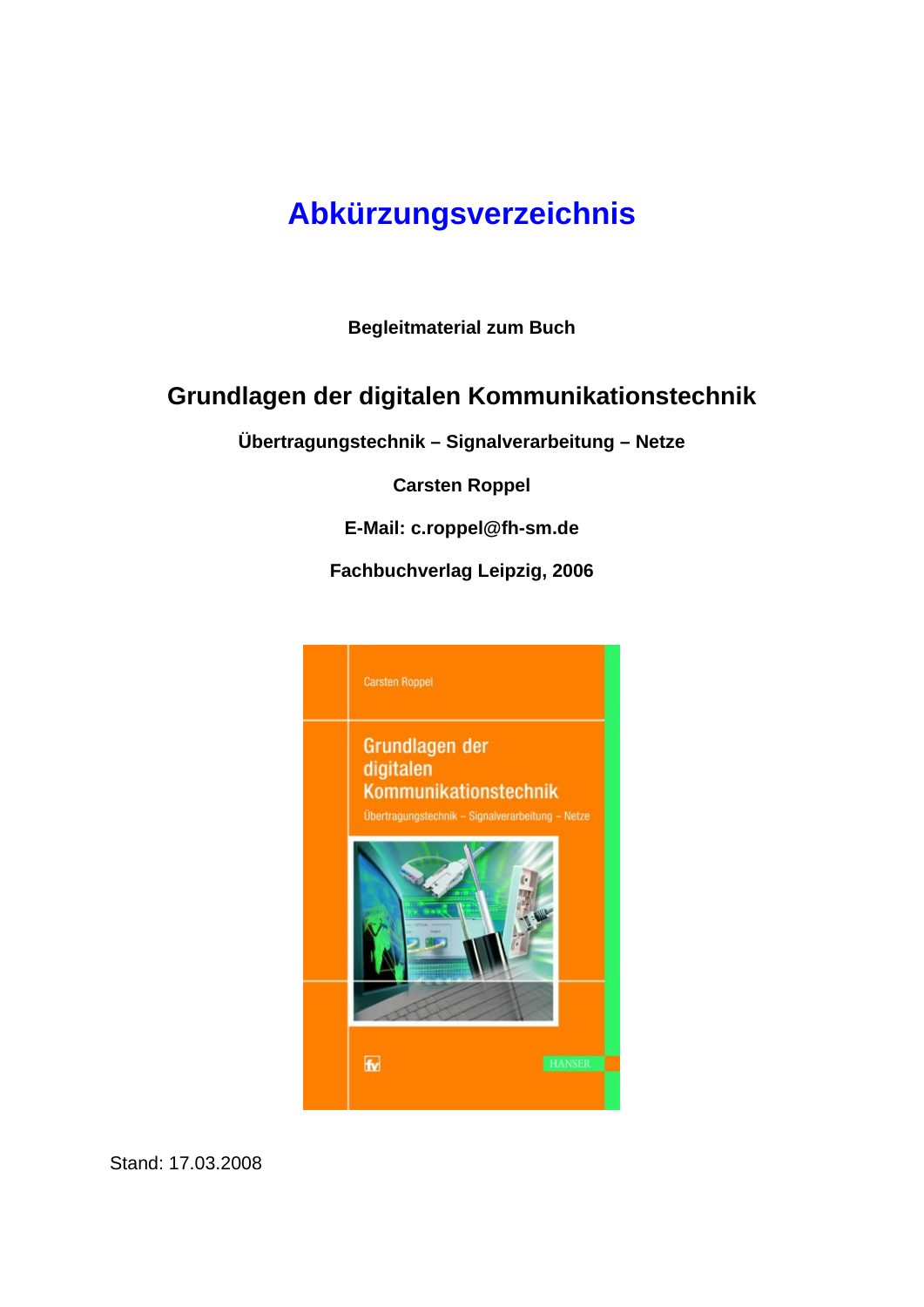# Abkürzungsverzeichnis

**Begleitmaterial zum Buch**

## Grundlagen der digitalen Kommunikationstechnik

**Übertragungstechnik – Signalverarbeitung – Netze**

**Carsten Roppel**

**E-Mail: c.roppel@fh-sm.de**

**Fachbuchverlag Leipzig, 2006**

Stand: 17.03.2008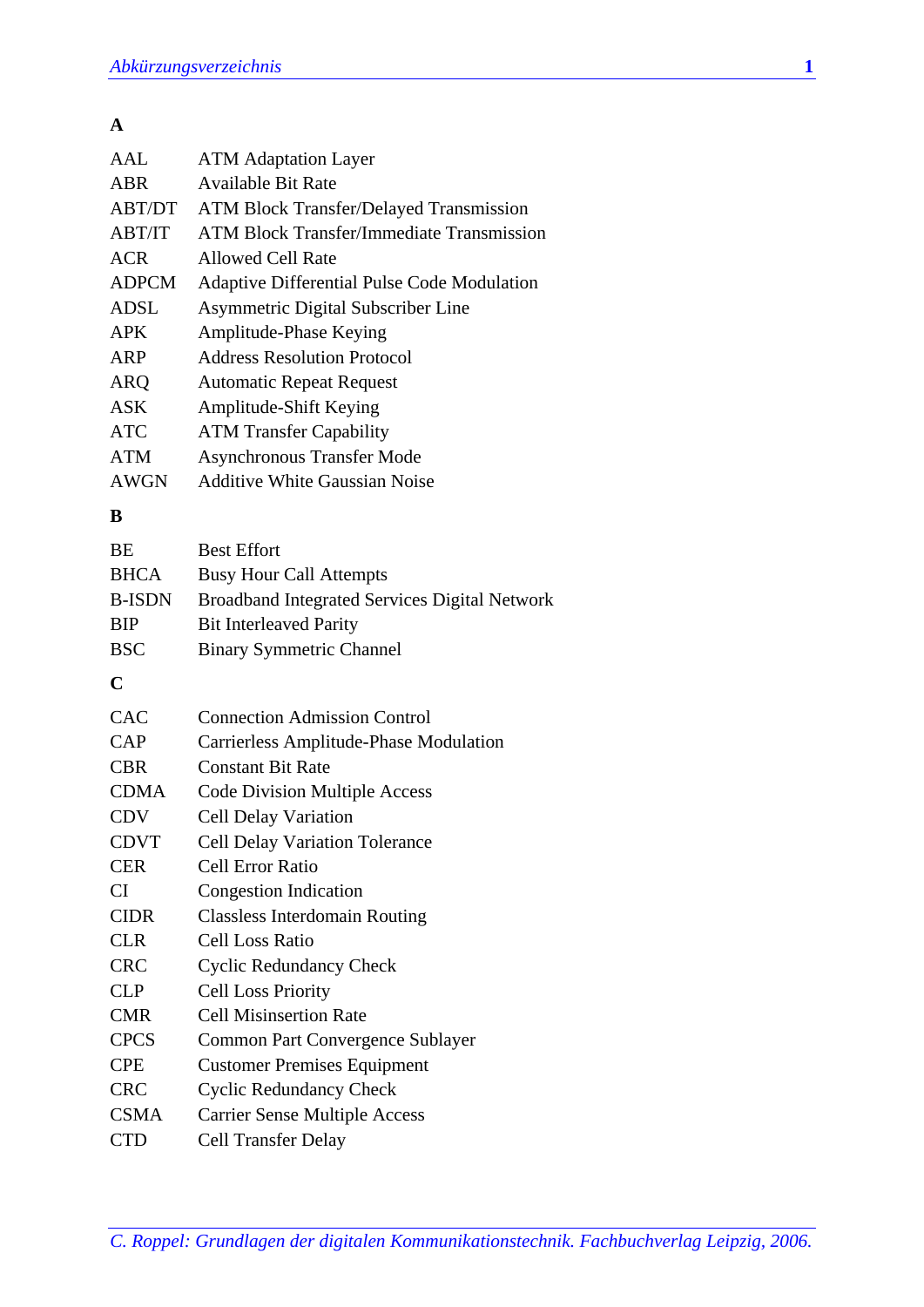## A

| | |
|---|---|
| AAL | ATM Adaptation Layer |
| ABR | Available Bit Rate |
| ABT/DT | ATM Block Transfer/Delayed Transmission |
| ABT/IT | ATM Block Transfer/Immediate Transmission |
| ACR | Allowed Cell Rate |
| ADPCM | Adaptive Differential Pulse Code Modulation |
| ADSL | Asymmetric Digital Subscriber Line |
| APK | Amplitude-Phase Keying |
| ARP | Address Resolution Protocol |
| ARQ | Automatic Repeat Request |
| ASK | Amplitude-Shift Keying |
| ATC | ATM Transfer Capability |
| ATM | Asynchronous Transfer Mode |
| AWGN | Additive White Gaussian Noise |

## B

| | |
|---|---|
| BE | Best Effort |
| BHCA | Busy Hour Call Attempts |
| B-ISDN | Broadband Integrated Services Digital Network |
| BIP | Bit Interleaved Parity |
| BSC | Binary Symmetric Channel |

## C

| | |
|---|---|
| CAC | Connection Admission Control |
| CAP | Carrierless Amplitude-Phase Modulation |
| CBR | Constant Bit Rate |
| CDMA | Code Division Multiple Access |
| CDV | Cell Delay Variation |
| CDVT | Cell Delay Variation Tolerance |
| CER | Cell Error Ratio |
| CI | Congestion Indication |
| CIDR | Classless Interdomain Routing |
| CLR | Cell Loss Ratio |
| CRC | Cyclic Redundancy Check |
| CLP | Cell Loss Priority |
| CMR | Cell Misinsertion Rate |
| CPCS | Common Part Convergence Sublayer |
| CPE | Customer Premises Equipment |
| CRC | Cyclic Redundancy Check |
| CSMA | Carrier Sense Multiple Access |
| CTD | Cell Transfer Delay |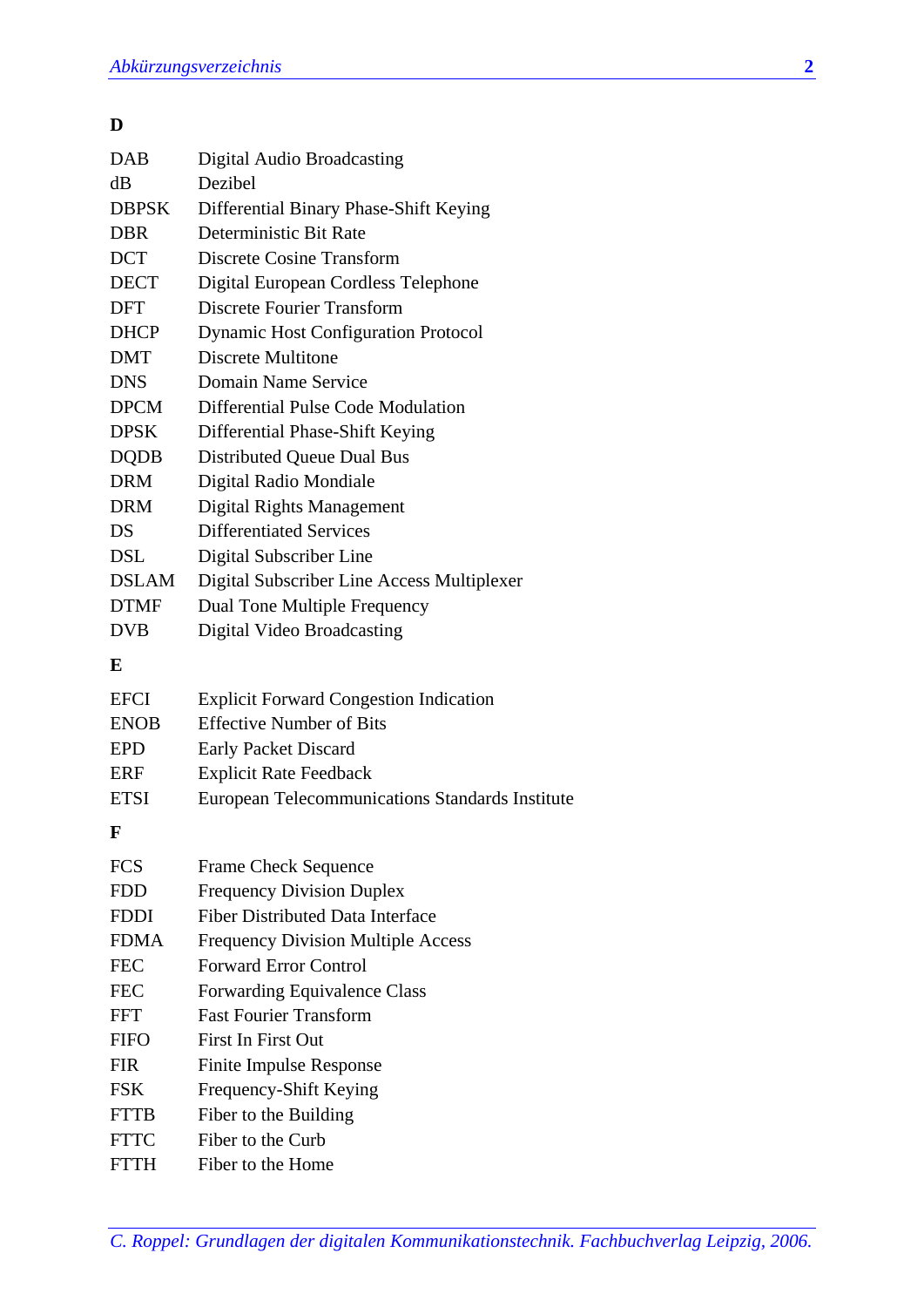**D**

| | |
|---|---|
| DAB | Digital Audio Broadcasting |
| dB | Dezibel |
| DBPSK | Differential Binary Phase-Shift Keying |
| DBR | Deterministic Bit Rate |
| DCT | Discrete Cosine Transform |
| DECT | Digital European Cordless Telephone |
| DFT | Discrete Fourier Transform |
| DHCP | Dynamic Host Configuration Protocol |
| DMT | Discrete Multitone |
| DNS | Domain Name Service |
| DPCM | Differential Pulse Code Modulation |
| DPSK | Differential Phase-Shift Keying |
| DQDB | Distributed Queue Dual Bus |
| DRM | Digital Radio Mondiale |
| DRM | Digital Rights Management |
| DS | Differentiated Services |
| DSL | Digital Subscriber Line |
| DSLAM | Digital Subscriber Line Access Multiplexer |
| DTMF | Dual Tone Multiple Frequency |
| DVB | Digital Video Broadcasting |

**E**

| | |
|---|---|
| EFCI | Explicit Forward Congestion Indication |
| ENOB | Effective Number of Bits |
| EPD | Early Packet Discard |
| ERF | Explicit Rate Feedback |
| ETSI | European Telecommunications Standards Institute |

**F**

| | |
|---|---|
| FCS | Frame Check Sequence |
| FDD | Frequency Division Duplex |
| FDDI | Fiber Distributed Data Interface |
| FDMA | Frequency Division Multiple Access |
| FEC | Forward Error Control |
| FEC | Forwarding Equivalence Class |
| FFT | Fast Fourier Transform |
| FIFO | First In First Out |
| FIR | Finite Impulse Response |
| FSK | Frequency-Shift Keying |
| FTTB | Fiber to the Building |
| FTTC | Fiber to the Curb |
| FTTH | Fiber to the Home |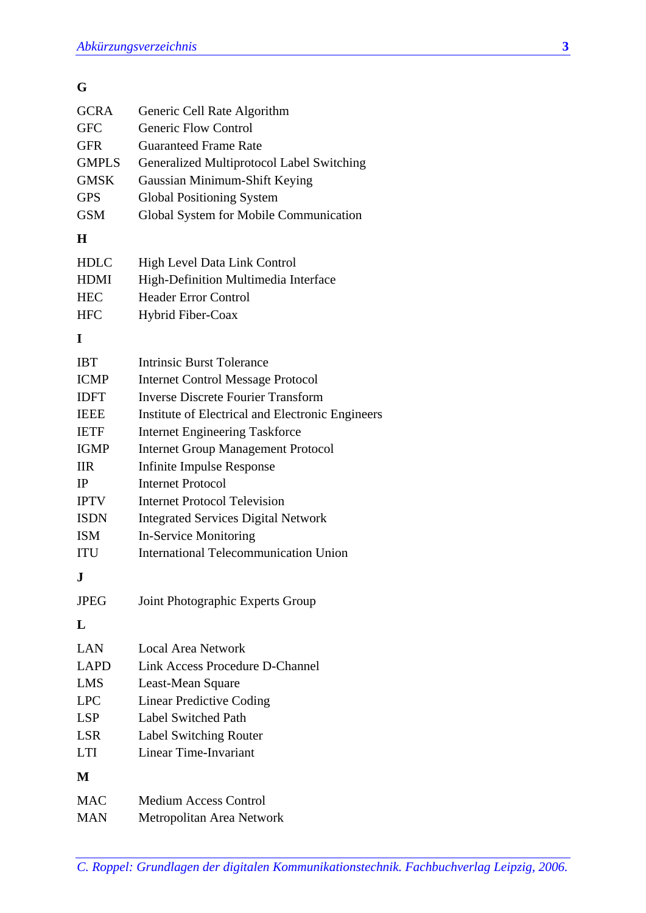**G**

| | |
|---|---|
| GCRA | Generic Cell Rate Algorithm |
| GFC | Generic Flow Control |
| GFR | Guaranteed Frame Rate |
| GMPLS | Generalized Multiprotocol Label Switching |
| GMSK | Gaussian Minimum-Shift Keying |
| GPS | Global Positioning System |
| GSM | Global System for Mobile Communication |

**H**

| | |
|---|---|
| HDLC | High Level Data Link Control |
| HDMI | High-Definition Multimedia Interface |
| HEC | Header Error Control |
| HFC | Hybrid Fiber-Coax |

**I**

| | |
|---|---|
| IBT | Intrinsic Burst Tolerance |
| ICMP | Internet Control Message Protocol |
| IDFT | Inverse Discrete Fourier Transform |
| IEEE | Institute of Electrical and Electronic Engineers |
| IETF | Internet Engineering Taskforce |
| IGMP | Internet Group Management Protocol |
| IIR | Infinite Impulse Response |
| IP | Internet Protocol |
| IPTV | Internet Protocol Television |
| ISDN | Integrated Services Digital Network |
| ISM | In-Service Monitoring |
| ITU | International Telecommunication Union |

**J**

| | |
|---|---|
| JPEG | Joint Photographic Experts Group |

**L**

| | |
|---|---|
| LAN | Local Area Network |
| LAPD | Link Access Procedure D-Channel |
| LMS | Least-Mean Square |
| LPC | Linear Predictive Coding |
| LSP | Label Switched Path |
| LSR | Label Switching Router |
| LTI | Linear Time-Invariant |

**M**

| | |
|---|---|
| MAC | Medium Access Control |
| MAN | Metropolitan Area Network |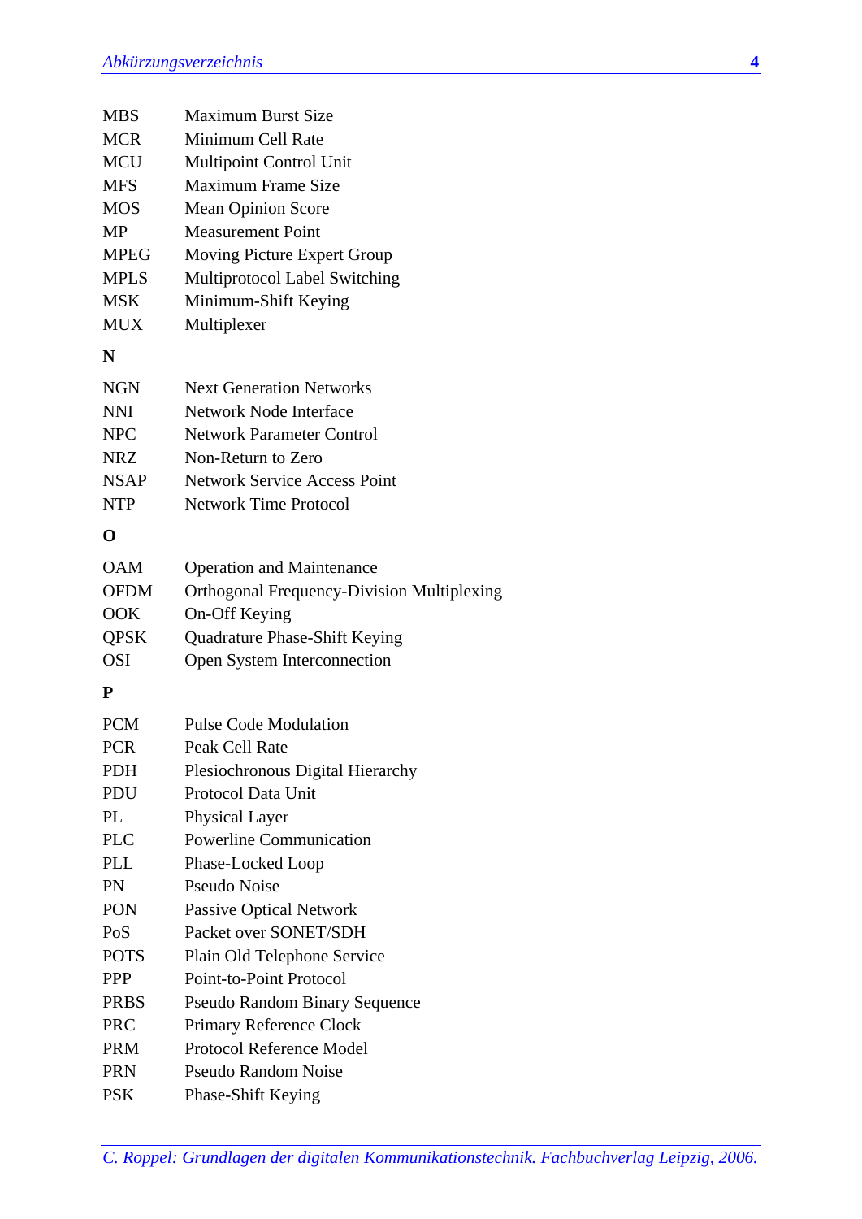| | |
|---|---|
| MBS | Maximum Burst Size |
| MCR | Minimum Cell Rate |
| MCU | Multipoint Control Unit |
| MFS | Maximum Frame Size |
| MOS | Mean Opinion Score |
| MP | Measurement Point |
| MPEG | Moving Picture Expert Group |
| MPLS | Multiprotocol Label Switching |
| MSK | Minimum-Shift Keying |
| MUX | Multiplexer |

**N**

| | |
|---|---|
| NGN | Next Generation Networks |
| NNI | Network Node Interface |
| NPC | Network Parameter Control |
| NRZ | Non-Return to Zero |
| NSAP | Network Service Access Point |
| NTP | Network Time Protocol |

**O**

| | |
|---|---|
| OAM | Operation and Maintenance |
| OFDM | Orthogonal Frequency-Division Multiplexing |
| OOK | On-Off Keying |
| QPSK | Quadrature Phase-Shift Keying |
| OSI | Open System Interconnection |

**P**

| | |
|---|---|
| PCM | Pulse Code Modulation |
| PCR | Peak Cell Rate |
| PDH | Plesiochronous Digital Hierarchy |
| PDU | Protocol Data Unit |
| PL | Physical Layer |
| PLC | Powerline Communication |
| PLL | Phase-Locked Loop |
| PN | Pseudo Noise |
| PON | Passive Optical Network |
| PoS | Packet over SONET/SDH |
| POTS | Plain Old Telephone Service |
| PPP | Point-to-Point Protocol |
| PRBS | Pseudo Random Binary Sequence |
| PRC | Primary Reference Clock |
| PRM | Protocol Reference Model |
| PRN | Pseudo Random Noise |
| PSK | Phase-Shift Keying |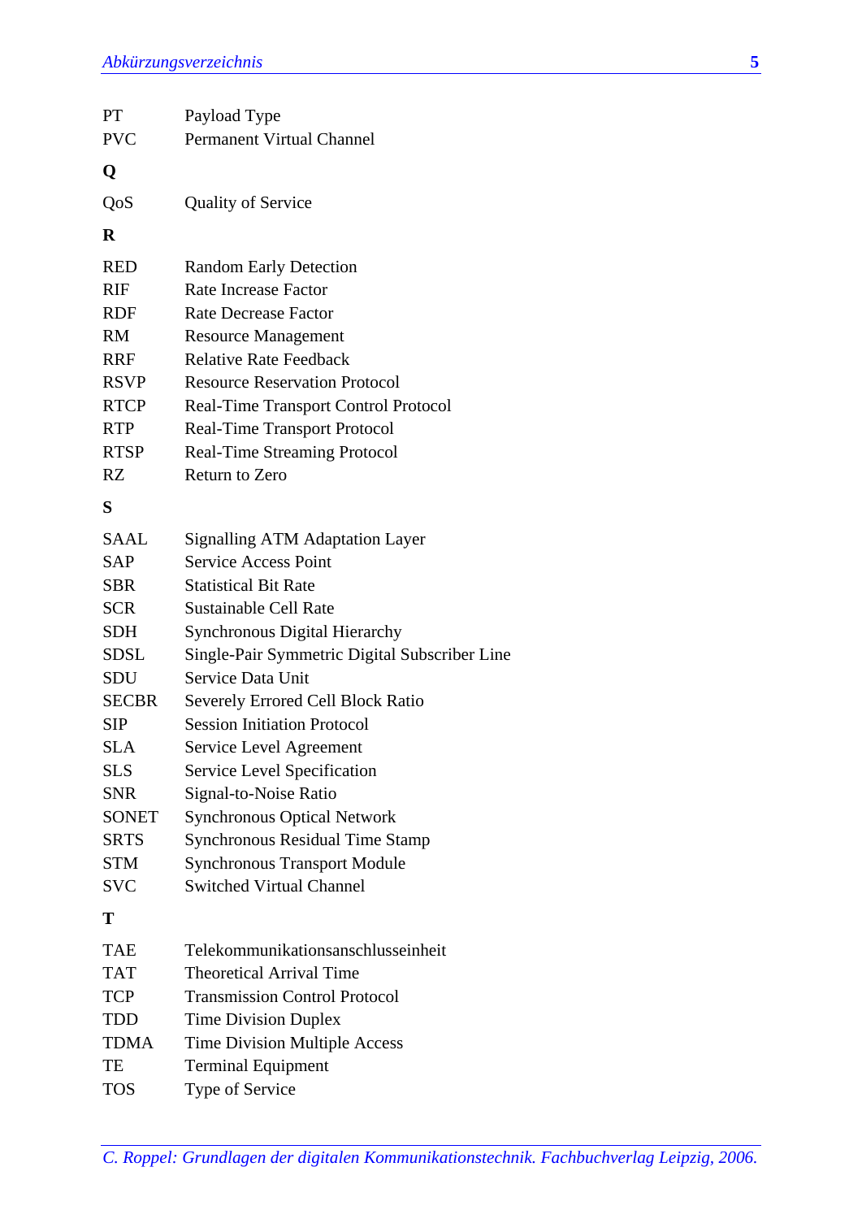| | |
|---|---|
| PT | Payload Type |
| PVC | Permanent Virtual Channel |

**Q**

| | |
|---|---|
| QoS | Quality of Service |

**R**

| | |
|---|---|
| RED | Random Early Detection |
| RIF | Rate Increase Factor |
| RDF | Rate Decrease Factor |
| RM | Resource Management |
| RRF | Relative Rate Feedback |
| RSVP | Resource Reservation Protocol |
| RTCP | Real-Time Transport Control Protocol |
| RTP | Real-Time Transport Protocol |
| RTSP | Real-Time Streaming Protocol |
| RZ | Return to Zero |

**S**

| | |
|---|---|
| SAAL | Signalling ATM Adaptation Layer |
| SAP | Service Access Point |
| SBR | Statistical Bit Rate |
| SCR | Sustainable Cell Rate |
| SDH | Synchronous Digital Hierarchy |
| SDSL | Single-Pair Symmetric Digital Subscriber Line |
| SDU | Service Data Unit |
| SECBR | Severely Errored Cell Block Ratio |
| SIP | Session Initiation Protocol |
| SLA | Service Level Agreement |
| SLS | Service Level Specification |
| SNR | Signal-to-Noise Ratio |
| SONET | Synchronous Optical Network |
| SRTS | Synchronous Residual Time Stamp |
| STM | Synchronous Transport Module |
| SVC | Switched Virtual Channel |

**T**

| | |
|---|---|
| TAE | Telekommunikationsanschlusseinheit |
| TAT | Theoretical Arrival Time |
| TCP | Transmission Control Protocol |
| TDD | Time Division Duplex |
| TDMA | Time Division Multiple Access |
| TE | Terminal Equipment |
| TOS | Type of Service |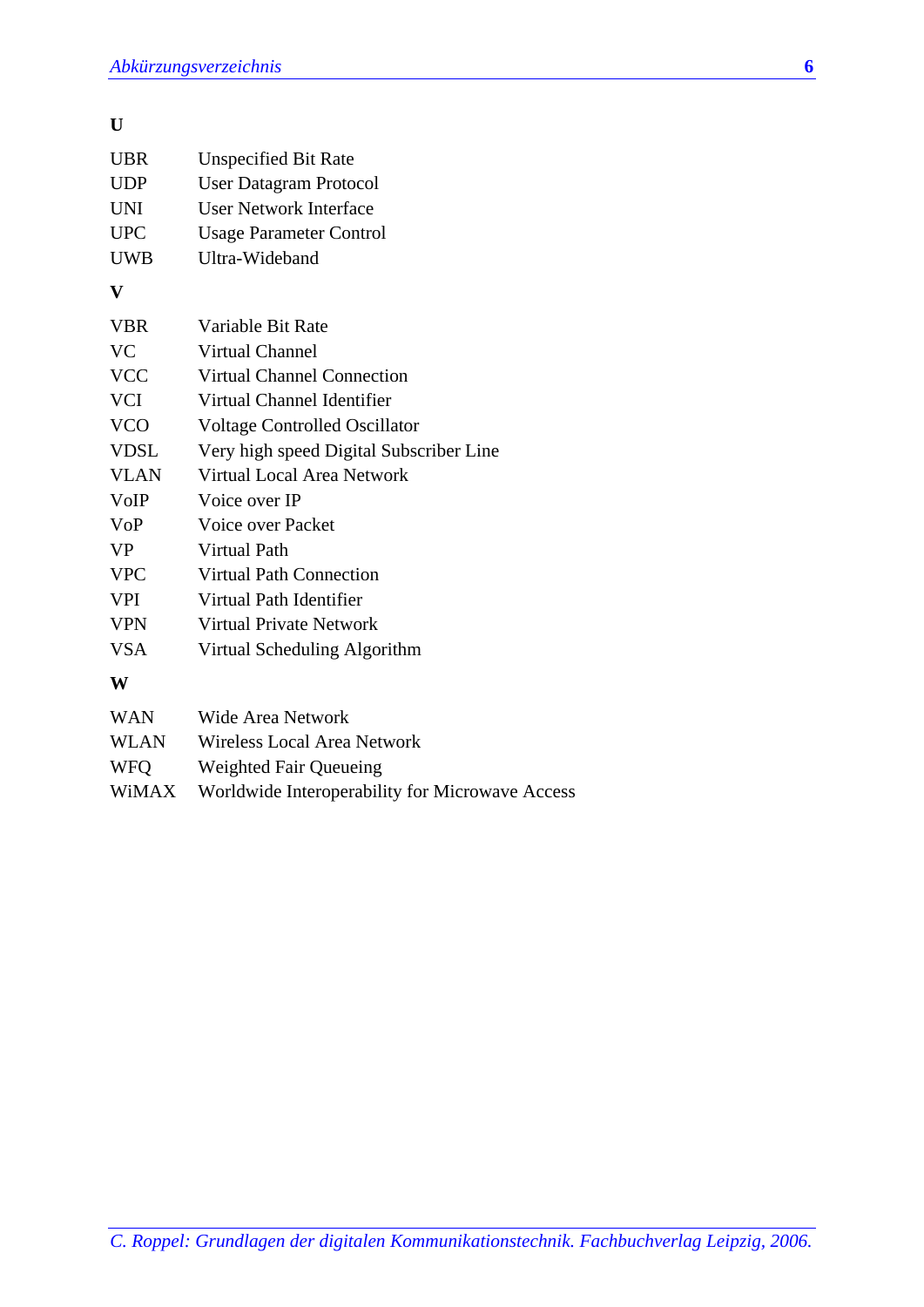**U**

| | |
|---|---|
| UBR | Unspecified Bit Rate |
| UDP | User Datagram Protocol |
| UNI | User Network Interface |
| UPC | Usage Parameter Control |
| UWB | Ultra-Wideband |

**V**

| | |
|---|---|
| VBR | Variable Bit Rate |
| VC | Virtual Channel |
| VCC | Virtual Channel Connection |
| VCI | Virtual Channel Identifier |
| VCO | Voltage Controlled Oscillator |
| VDSL | Very high speed Digital Subscriber Line |
| VLAN | Virtual Local Area Network |
| VoIP | Voice over IP |
| VoP | Voice over Packet |
| VP | Virtual Path |
| VPC | Virtual Path Connection |
| VPI | Virtual Path Identifier |
| VPN | Virtual Private Network |
| VSA | Virtual Scheduling Algorithm |

**W**

| | |
|---|---|
| WAN | Wide Area Network |
| WLAN | Wireless Local Area Network |
| WFQ | Weighted Fair Queueing |
| WiMAX | Worldwide Interoperability for Microwave Access |